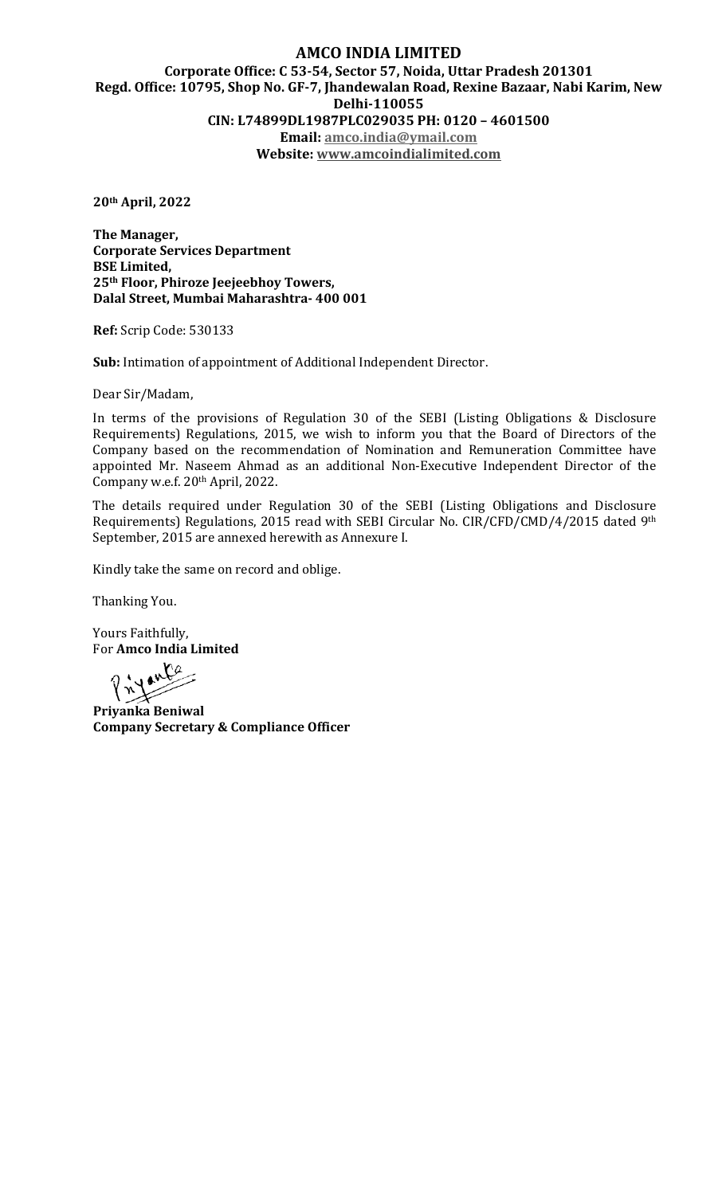# AMCO INDIA LIMITED

**Corporate Office: C 53-54, Sector 57, Noida, Uttar Pradesh 201301**
**Regd. Office: 10795, Shop No. GF-7, Jhandewalan Road, Rexine Bazaar, Nabi Karim, New Delhi-110055**
**CIN: L74899DL1987PLC029035 PH: 0120 – 4601500**
**Email: amco.india@ymail.com**
**Website: www.amcoindialimited.com**

**20th April, 2022**

**The Manager,**
**Corporate Services Department**
**BSE Limited,**
**25th Floor, Phiroze Jeejeebhoy Towers,**
**Dalal Street, Mumbai Maharashtra- 400 001**

**Ref:** Scrip Code: 530133

**Sub:** Intimation of appointment of Additional Independent Director.

Dear Sir/Madam,

In terms of the provisions of Regulation 30 of the SEBI (Listing Obligations & Disclosure Requirements) Regulations, 2015, we wish to inform you that the Board of Directors of the Company based on the recommendation of Nomination and Remuneration Committee have appointed Mr. Naseem Ahmad as an additional Non-Executive Independent Director of the Company w.e.f. 20th April, 2022.

The details required under Regulation 30 of the SEBI (Listing Obligations and Disclosure Requirements) Regulations, 2015 read with SEBI Circular No. CIR/CFD/CMD/4/2015 dated 9th September, 2015 are annexed herewith as Annexure I.

Kindly take the same on record and oblige.

Thanking You.

Yours Faithfully,
For **Amco India Limited**

**Priyanka Beniwal**
**Company Secretary & Compliance Officer**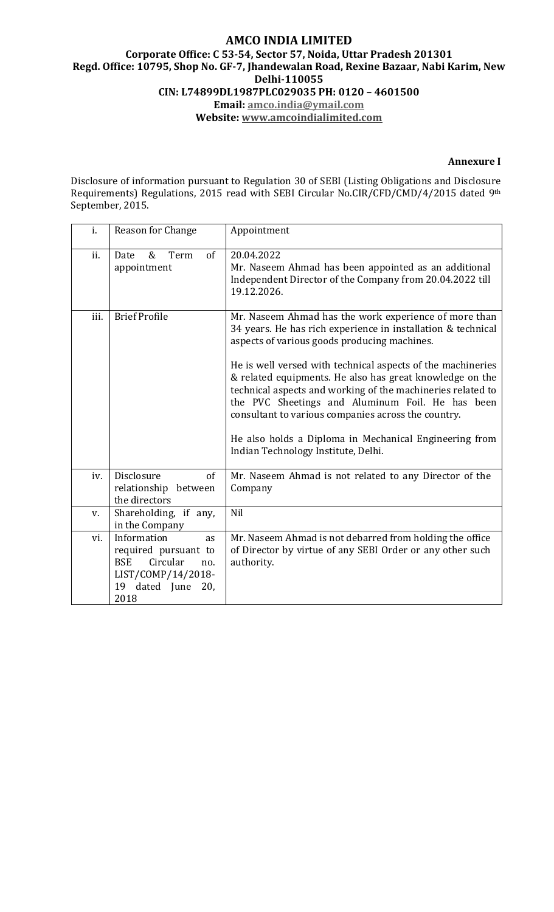# AMCO INDIA LIMITED

**Corporate Office: C 53-54, Sector 57, Noida, Uttar Pradesh 201301**
**Regd. Office: 10795, Shop No. GF-7, Jhandewalan Road, Rexine Bazaar, Nabi Karim, New Delhi-110055**
**CIN: L74899DL1987PLC029035 PH: 0120 – 4601500**
**Email: amco.india@ymail.com**
**Website: www.amcoindialimited.com**

**Annexure I**

Disclosure of information pursuant to Regulation 30 of SEBI (Listing Obligations and Disclosure Requirements) Regulations, 2015 read with SEBI Circular No.CIR/CFD/CMD/4/2015 dated 9th September, 2015.

| | | |
|---|---|---|
| i. | Reason for Change | Appointment |
| ii. | Date & Term of appointment | 20.04.2022<br>Mr. Naseem Ahmad has been appointed as an additional Independent Director of the Company from 20.04.2022 till 19.12.2026. |
| iii. | Brief Profile | Mr. Naseem Ahmad has the work experience of more than 34 years. He has rich experience in installation & technical aspects of various goods producing machines.<br><br>He is well versed with technical aspects of the machineries & related equipments. He also has great knowledge on the technical aspects and working of the machineries related to the PVC Sheetings and Aluminum Foil. He has been consultant to various companies across the country.<br><br>He also holds a Diploma in Mechanical Engineering from Indian Technology Institute, Delhi. |
| iv. | Disclosure of relationship between the directors | Mr. Naseem Ahmad is not related to any Director of the Company |
| v. | Shareholding, if any, in the Company | Nil |
| vi. | Information as required pursuant to BSE Circular no. LIST/COMP/14/2018-19 dated June 20, 2018 | Mr. Naseem Ahmad is not debarred from holding the office of Director by virtue of any SEBI Order or any other such authority. |